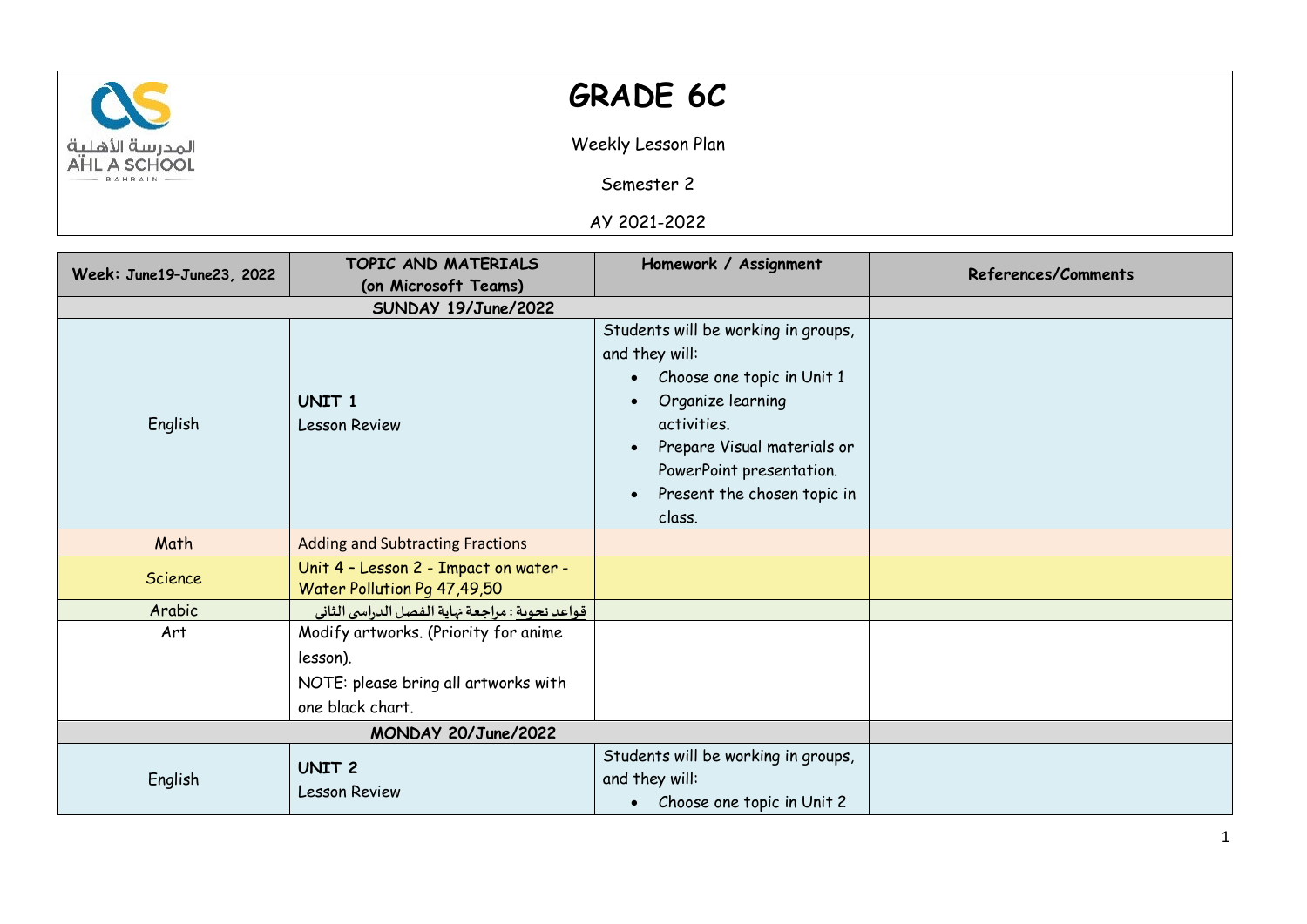# GRADE 6C

Weekly Lesson Plan

Semester 2

AY 2021-2022

| Week: June19–June23, 2022 | TOPIC AND MATERIALS (on Microsoft Teams) | Homework / Assignment | References/Comments |
|---|---|---|---|
| SUNDAY 19/June/2022 | | | |
| English | **UNIT 1** Lesson Review | Students will be working in groups, and they will: • Choose one topic in Unit 1 • Organize learning activities. • Prepare Visual materials or PowerPoint presentation. • Present the chosen topic in class. | |
| Math | Adding and Subtracting Fractions | | |
| Science | Unit 4 - Lesson 2 - Impact on water - Water Pollution Pg 47,49,50 | | |
| Arabic | قواعد نحوية : مراجعة نهاية الفصل الدراسي الثاني | | |
| Art | Modify artworks. (Priority for anime lesson). NOTE: please bring all artworks with one black chart. | | |
| MONDAY 20/June/2022 | | | |
| English | **UNIT 2** Lesson Review | Students will be working in groups, and they will: • Choose one topic in Unit 2 | |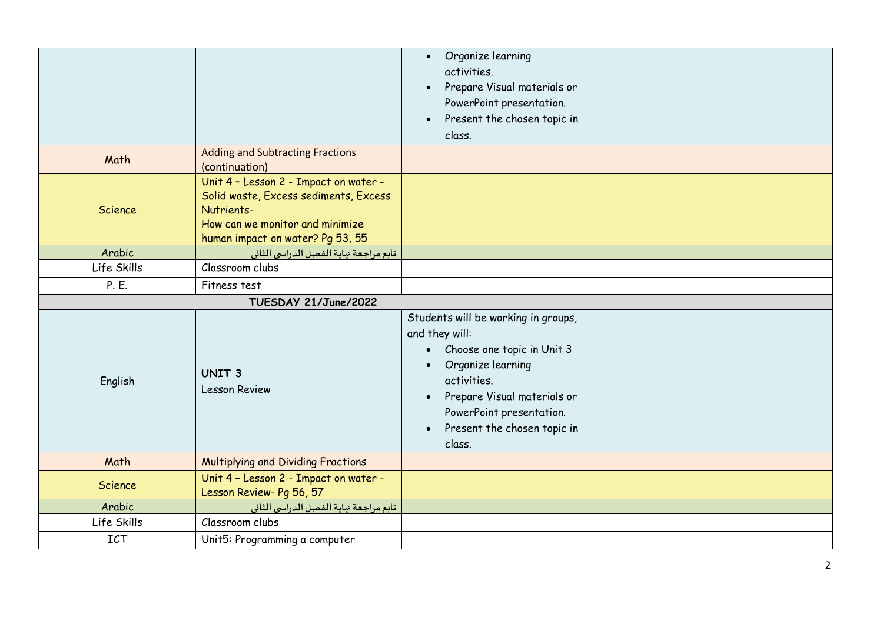| | | | |
|---|---|---|---|
| | | • Organize learning activities.<br>• Prepare Visual materials or PowerPoint presentation.<br>• Present the chosen topic in class. | |
| Math | Adding and Subtracting Fractions (continuation) | | |
| Science | Unit 4 – Lesson 2 - Impact on water - Solid waste, Excess sediments, Excess Nutrients-<br>How can we monitor and minimize human impact on water? Pg 53, 55 | | |
| Arabic | تابع مراجعة نهاية الفصل الدراسى الثانى | | |
| Life Skills | Classroom clubs | | |
| P. E. | Fitness test | | |
| **TUESDAY 21/June/2022** | | | |
| English | **UNIT 3**<br>Lesson Review | Students will be working in groups, and they will:<br>• Choose one topic in Unit 3<br>• Organize learning activities.<br>• Prepare Visual materials or PowerPoint presentation.<br>• Present the chosen topic in class. | |
| Math | Multiplying and Dividing Fractions | | |
| Science | Unit 4 – Lesson 2 - Impact on water - Lesson Review- Pg 56, 57 | | |
| Arabic | تابع مراجعة نهاية الفصل الدراسى الثانى | | |
| Life Skills | Classroom clubs | | |
| ICT | Unit5: Programming a computer | | |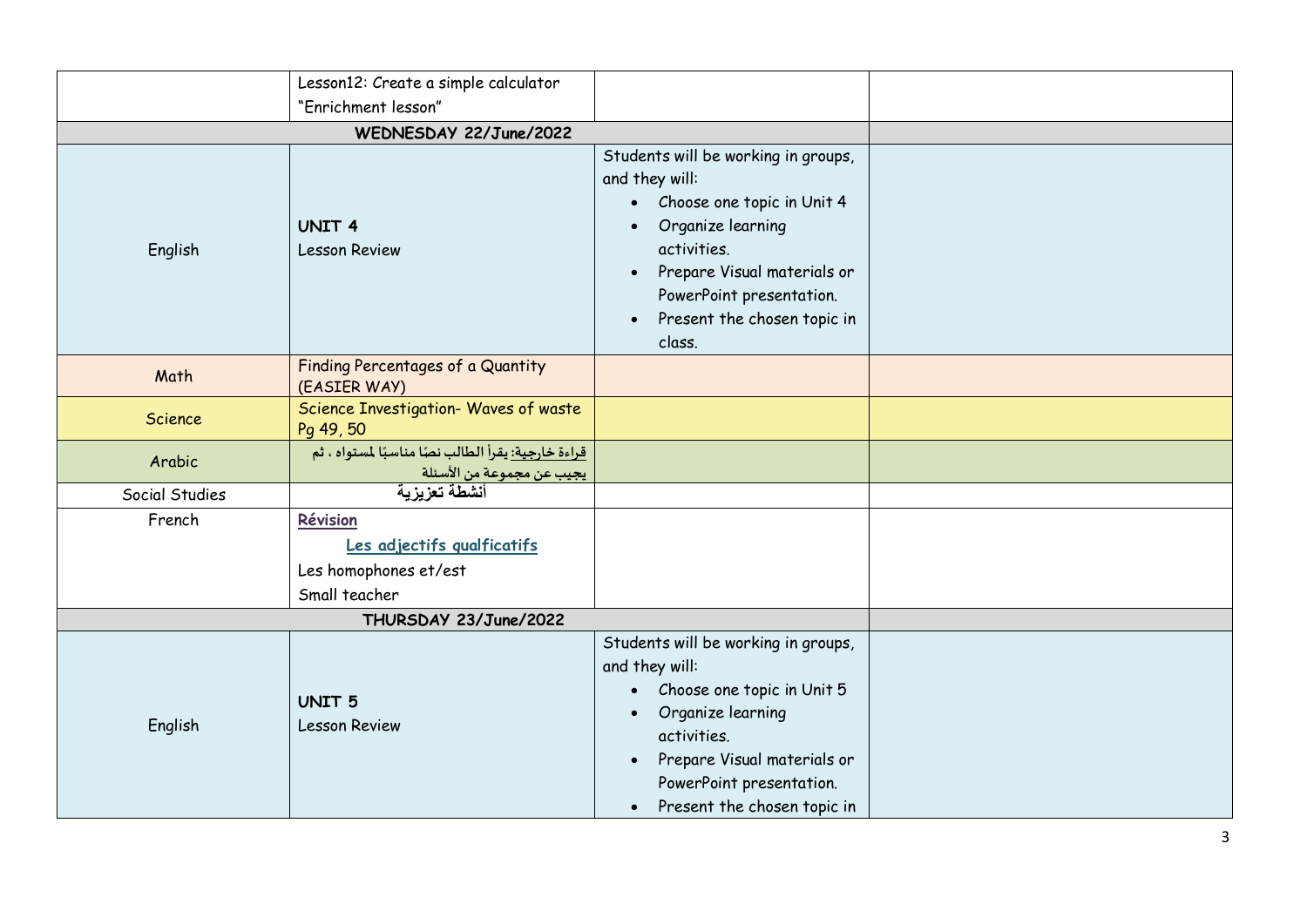| | | | |
|---|---|---|---|
| | Lesson12: Create a simple calculator "Enrichment lesson" | | |
| **WEDNESDAY 22/June/2022** | | | |
| English | **UNIT 4**<br>Lesson Review | Students will be working in groups, and they will:<br>• Choose one topic in Unit 4<br>• Organize learning activities.<br>• Prepare Visual materials or PowerPoint presentation.<br>• Present the chosen topic in class. | |
| Math | Finding Percentages of a Quantity (EASIER WAY) | | |
| Science | Science Investigation- Waves of waste Pg 49, 50 | | |
| Arabic | قراءة خارجية: يقرأ الطالب نصًا مناسبًا لمستواه ، ثم يجيب عن مجموعة من الأسئلة | | |
| Social Studies | أنشطة تعزيزية | | |
| French | **Révision**<br>**Les adjectifs qualficatifs**<br>Les homophones et/est<br>Small teacher | | |
| **THURSDAY 23/June/2022** | | | |
| English | **UNIT 5**<br>Lesson Review | Students will be working in groups, and they will:<br>• Choose one topic in Unit 5<br>• Organize learning activities.<br>• Prepare Visual materials or PowerPoint presentation.<br>• Present the chosen topic in | |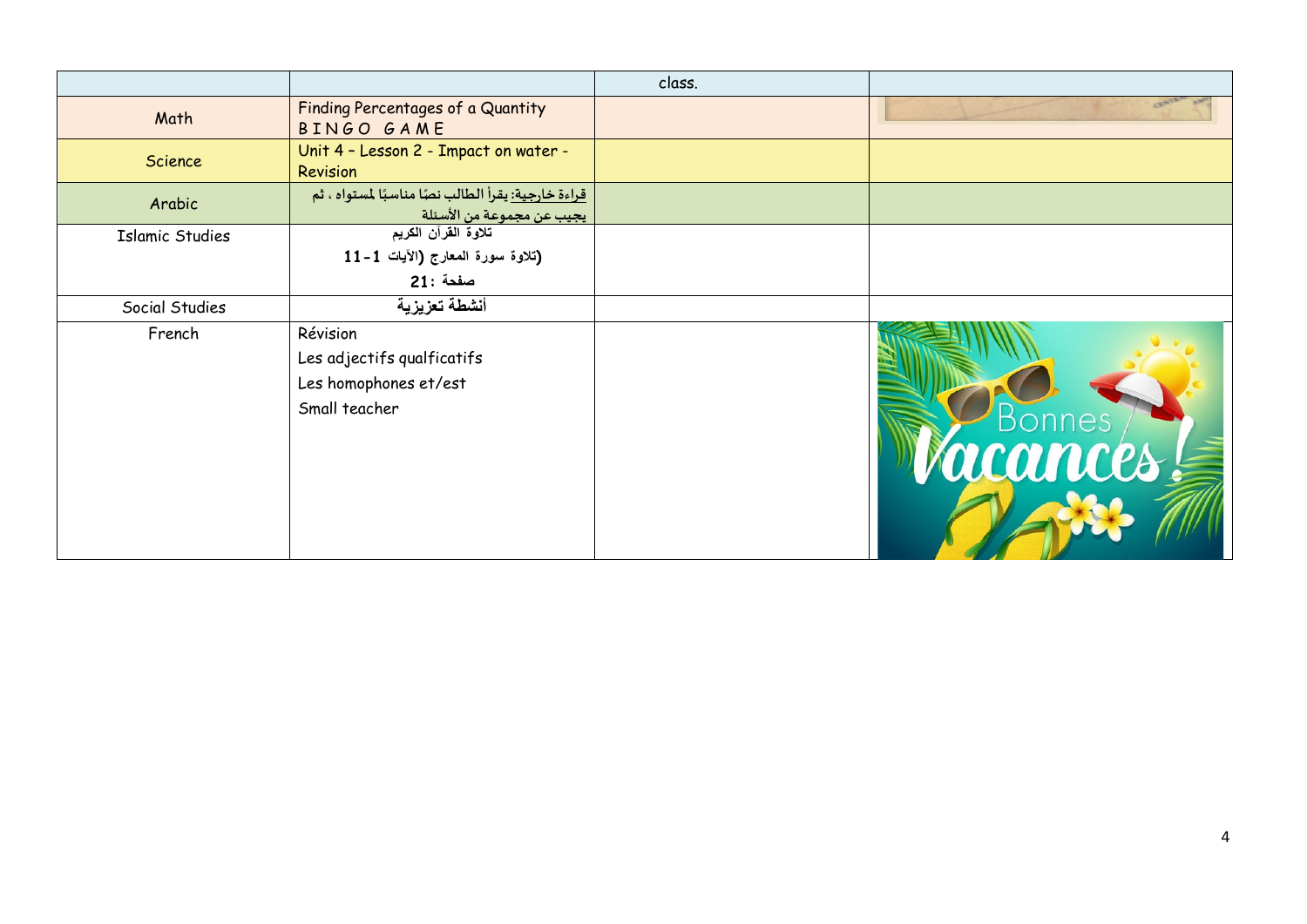| | | | |
|---|---|---|---|
| | | class. | |
| Math | Finding Percentages of a Quantity<br>B I N G O  G A M E | | |
| Science | Unit 4 – Lesson 2 - Impact on water - Revision | | |
| Arabic | قراءة خارجية: يقرأ الطالب نصًا مناسبًا لمستواه ، ثم يجيب عن مجموعة من الأسئلة | | |
| Islamic Studies | تلاوة القرآن الكريم<br>(تلاوة سورة المعارج (الآيات 1-11<br>صفحة :21 | | |
| Social Studies | أنشطة تعزيزية | | |
| French | Révision<br>Les adjectifs qualficatifs<br>Les homophones et/est<br>Small teacher | | |